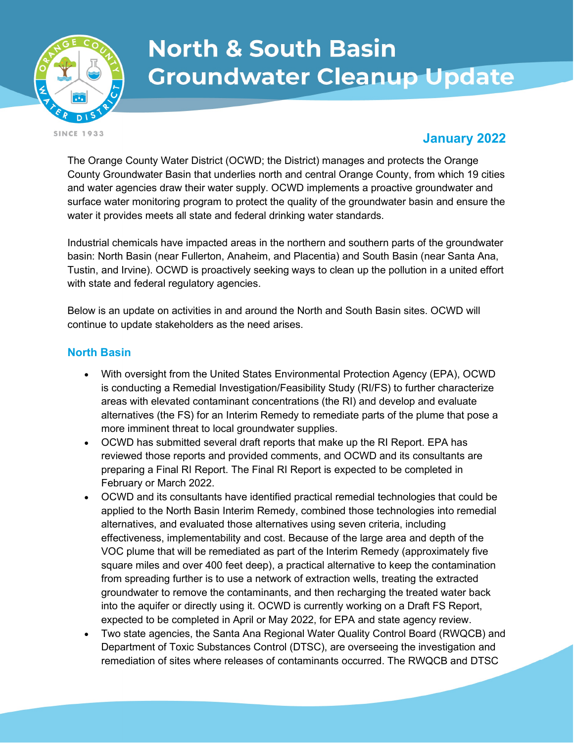# North & South Basin Groundwater Cleanup Update

SINCE 1933

## January 2022

The Orange County Water District (OCWD; the District) manages and protects the Orange County Groundwater Basin that underlies north and central Orange County, from which 19 cities and water agencies draw their water supply. OCWD implements a proactive groundwater and surface water monitoring program to protect the quality of the groundwater basin and ensure the water it provides meets all state and federal drinking water standards.

Industrial chemicals have impacted areas in the northern and southern parts of the groundwater basin: North Basin (near Fullerton, Anaheim, and Placentia) and South Basin (near Santa Ana, Tustin, and Irvine). OCWD is proactively seeking ways to clean up the pollution in a united effort with state and federal regulatory agencies.

Below is an update on activities in and around the North and South Basin sites. OCWD will continue to update stakeholders as the need arises.

### North Basin

- With oversight from the United States Environmental Protection Agency (EPA), OCWD is conducting a Remedial Investigation/Feasibility Study (RI/FS) to further characterize areas with elevated contaminant concentrations (the RI) and develop and evaluate alternatives (the FS) for an Interim Remedy to remediate parts of the plume that pose a more imminent threat to local groundwater supplies.
- OCWD has submitted several draft reports that make up the RI Report. EPA has reviewed those reports and provided comments, and OCWD and its consultants are preparing a Final RI Report. The Final RI Report is expected to be completed in February or March 2022.
- OCWD and its consultants have identified practical remedial technologies that could be applied to the North Basin Interim Remedy, combined those technologies into remedial alternatives, and evaluated those alternatives using seven criteria, including effectiveness, implementability and cost. Because of the large area and depth of the VOC plume that will be remediated as part of the Interim Remedy (approximately five square miles and over 400 feet deep), a practical alternative to keep the contamination from spreading further is to use a network of extraction wells, treating the extracted groundwater to remove the contaminants, and then recharging the treated water back into the aquifer or directly using it. OCWD is currently working on a Draft FS Report, expected to be completed in April or May 2022, for EPA and state agency review.
- Two state agencies, the Santa Ana Regional Water Quality Control Board (RWQCB) and Department of Toxic Substances Control (DTSC), are overseeing the investigation and remediation of sites where releases of contaminants occurred. The RWQCB and DTSC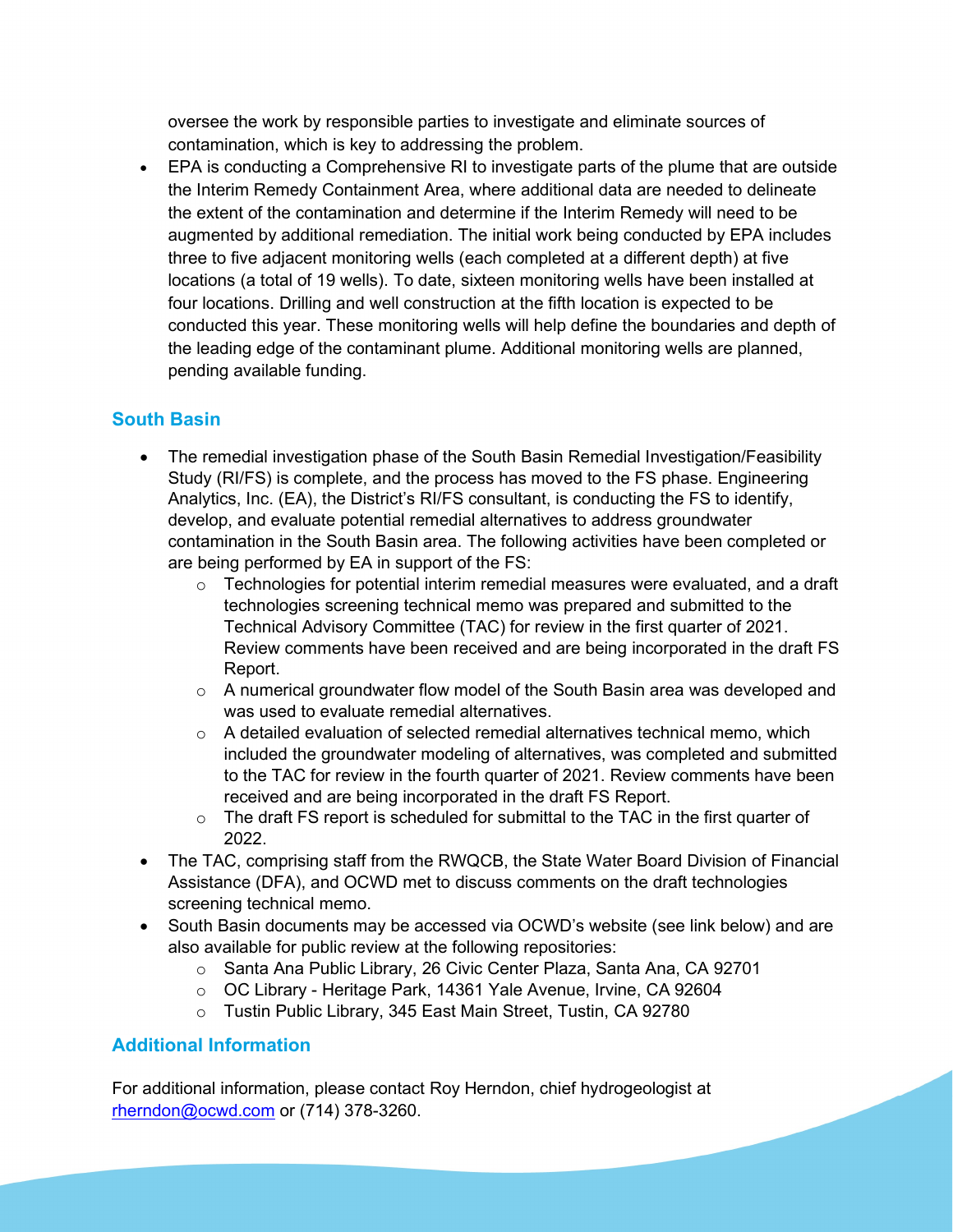oversee the work by responsible parties to investigate and eliminate sources of contamination, which is key to addressing the problem.

- EPA is conducting a Comprehensive RI to investigate parts of the plume that are outside the Interim Remedy Containment Area, where additional data are needed to delineate the extent of the contamination and determine if the Interim Remedy will need to be augmented by additional remediation. The initial work being conducted by EPA includes three to five adjacent monitoring wells (each completed at a different depth) at five locations (a total of 19 wells). To date, sixteen monitoring wells have been installed at four locations. Drilling and well construction at the fifth location is expected to be conducted this year. These monitoring wells will help define the boundaries and depth of the leading edge of the contaminant plume. Additional monitoring wells are planned, pending available funding.

## South Basin

- The remedial investigation phase of the South Basin Remedial Investigation/Feasibility Study (RI/FS) is complete, and the process has moved to the FS phase. Engineering Analytics, Inc. (EA), the District's RI/FS consultant, is conducting the FS to identify, develop, and evaluate potential remedial alternatives to address groundwater contamination in the South Basin area. The following activities have been completed or are being performed by EA in support of the FS:
  - Technologies for potential interim remedial measures were evaluated, and a draft technologies screening technical memo was prepared and submitted to the Technical Advisory Committee (TAC) for review in the first quarter of 2021. Review comments have been received and are being incorporated in the draft FS Report.
  - A numerical groundwater flow model of the South Basin area was developed and was used to evaluate remedial alternatives.
  - A detailed evaluation of selected remedial alternatives technical memo, which included the groundwater modeling of alternatives, was completed and submitted to the TAC for review in the fourth quarter of 2021. Review comments have been received and are being incorporated in the draft FS Report.
  - The draft FS report is scheduled for submittal to the TAC in the first quarter of 2022.
- The TAC, comprising staff from the RWQCB, the State Water Board Division of Financial Assistance (DFA), and OCWD met to discuss comments on the draft technologies screening technical memo.
- South Basin documents may be accessed via OCWD's website (see link below) and are also available for public review at the following repositories:
  - Santa Ana Public Library, 26 Civic Center Plaza, Santa Ana, CA 92701
  - OC Library - Heritage Park, 14361 Yale Avenue, Irvine, CA 92604
  - Tustin Public Library, 345 East Main Street, Tustin, CA 92780

## Additional Information

For additional information, please contact Roy Herndon, chief hydrogeologist at rherndon@ocwd.com or (714) 378-3260.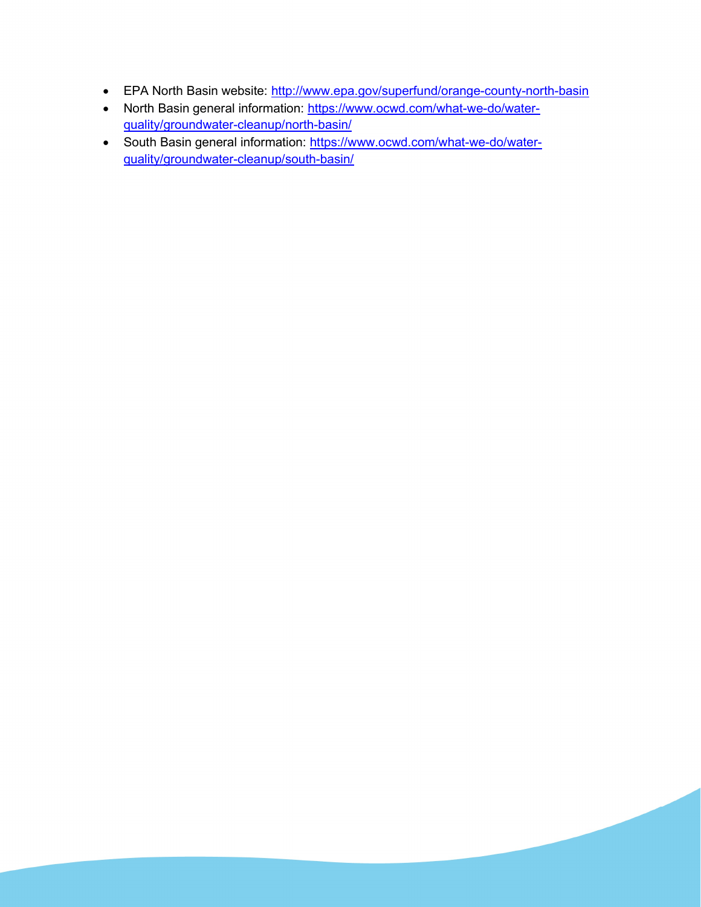- EPA North Basin website: http://www.epa.gov/superfund/orange-county-north-basin
- North Basin general information: https://www.ocwd.com/what-we-do/water-quality/groundwater-cleanup/north-basin/
- South Basin general information: https://www.ocwd.com/what-we-do/water-quality/groundwater-cleanup/south-basin/